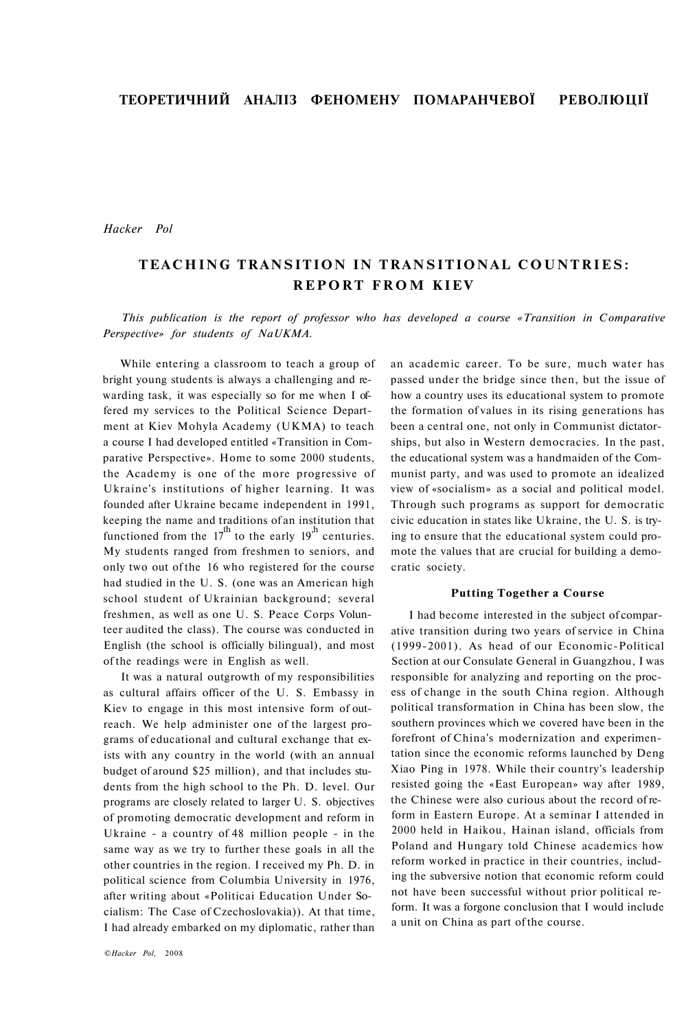## ТЕОРЕТИЧНИЙ АНАЛІЗ ФЕНОМЕНУ ПОМАРАНЧЕВОЇ РЕВОЛЮЦІЇ

*Hacker Pol*

# TEACHING TRANSITION IN TRANSITIONAL COUNTRIES: REPORT FROM KIEV

*This publication is the report of professor who has developed a course «Transition in Comparative Perspective» for students of NaUKMA.*

While entering a classroom to teach a group of bright young students is always a challenging and rewarding task, it was especially so for me when I offered my services to the Political Science Department at Kiev Mohyla Academy (UKMA) to teach a course I had developed entitled «Transition in Comparative Perspective». Home to some 2000 students, the Academy is one of the more progressive of Ukraine's institutions of higher learning. It was founded after Ukraine became independent in 1991, keeping the name and traditions of an institution that functioned from the 17th to the early 19th centuries. My students ranged from freshmen to seniors, and only two out of the 16 who registered for the course had studied in the U. S. (one was an American high school student of Ukrainian background; several freshmen, as well as one U. S. Peace Corps Volunteer audited the class). The course was conducted in English (the school is officially bilingual), and most of the readings were in English as well.

It was a natural outgrowth of my responsibilities as cultural affairs officer of the U. S. Embassy in Kiev to engage in this most intensive form of outreach. We help administer one of the largest programs of educational and cultural exchange that exists with any country in the world (with an annual budget of around $25 million), and that includes students from the high school to the Ph. D. level. Our programs are closely related to larger U. S. objectives of promoting democratic development and reform in Ukraine - a country of 48 million people - in the same way as we try to further these goals in all the other countries in the region. I received my Ph. D. in political science from Columbia University in 1976, after writing about «Politicai Education Under Socialism: The Case of Czechoslovakia)). At that time, I had already embarked on my diplomatic, rather than an academic career. To be sure, much water has passed under the bridge since then, but the issue of how a country uses its educational system to promote the formation of values in its rising generations has been a central one, not only in Communist dictatorships, but also in Western democracies. In the past, the educational system was a handmaiden of the Communist party, and was used to promote an idealized view of «socialism» as a social and political model. Through such programs as support for democratic civic education in states like Ukraine, the U. S. is trying to ensure that the educational system could promote the values that are crucial for building a democratic society.

### Putting Together a Course

I had become interested in the subject of comparative transition during two years of service in China (1999-2001). As head of our Economic-Political Section at our Consulate General in Guangzhou, I was responsible for analyzing and reporting on the process of change in the south China region. Although political transformation in China has been slow, the southern provinces which we covered have been in the forefront of China's modernization and experimentation since the economic reforms launched by Deng Xiao Ping in 1978. While their country's leadership resisted going the «East European» way after 1989, the Chinese were also curious about the record of reform in Eastern Europe. At a seminar I attended in 2000 held in Haikou, Hainan island, officials from Poland and Hungary told Chinese academics how reform worked in practice in their countries, including the subversive notion that economic reform could not have been successful without prior political reform. It was a forgone conclusion that I would include a unit on China as part of the course.

©Hacker Pol, 2008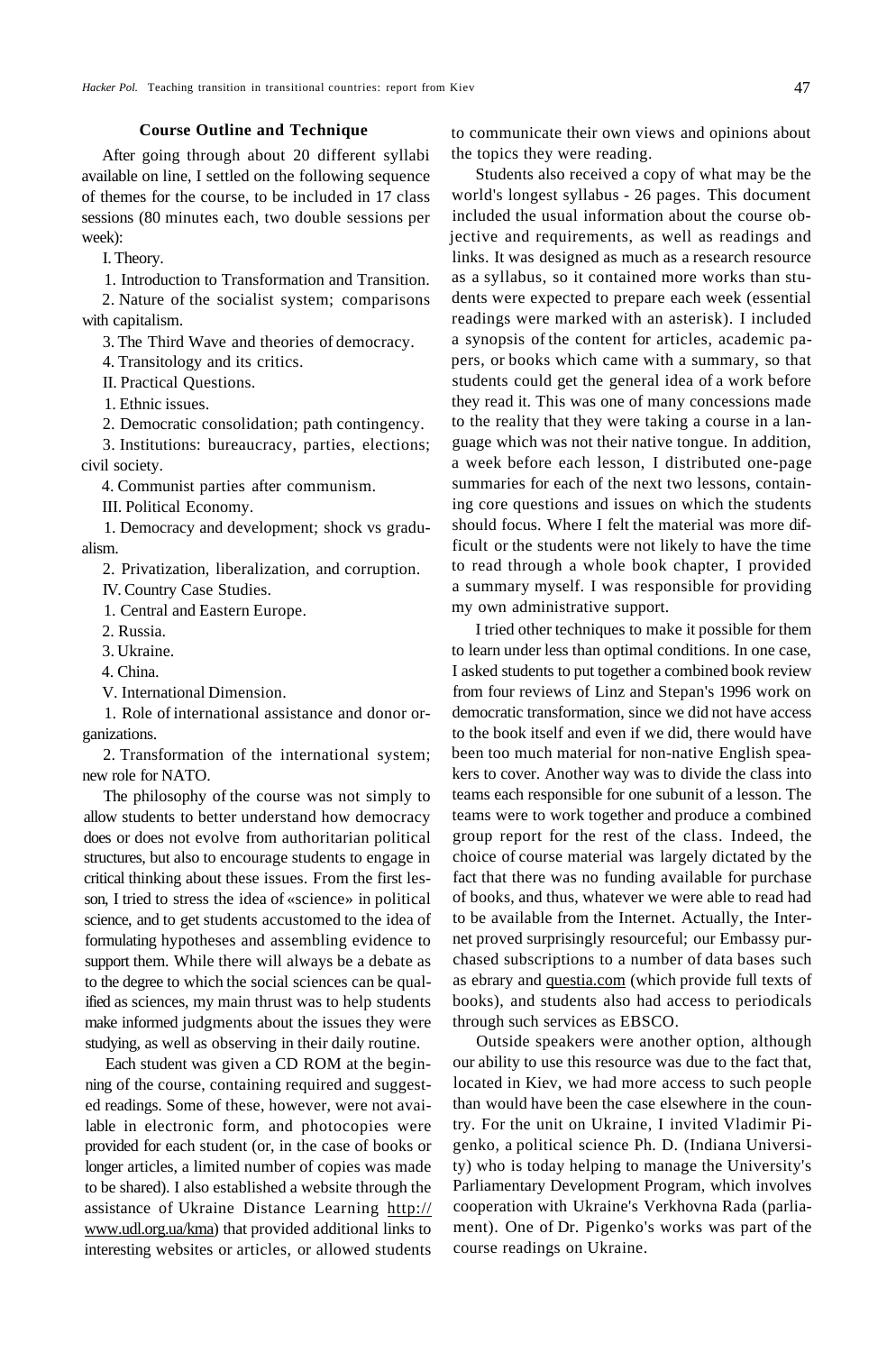### Course Outline and Technique

After going through about 20 different syllabi available on line, I settled on the following sequence of themes for the course, to be included in 17 class sessions (80 minutes each, two double sessions per week):

I. Theory.

1. Introduction to Transformation and Transition.

2. Nature of the socialist system; comparisons with capitalism.

3. The Third Wave and theories of democracy.

4. Transitology and its critics.

II. Practical Questions.

1. Ethnic issues.

2. Democratic consolidation; path contingency.

3. Institutions: bureaucracy, parties, elections; civil society.

4. Communist parties after communism.

III. Political Economy.

1. Democracy and development; shock vs gradualism.

2. Privatization, liberalization, and corruption.

IV. Country Case Studies.

1. Central and Eastern Europe.

2. Russia.

3. Ukraine.

4. China.

V. International Dimension.

1. Role of international assistance and donor organizations.

2. Transformation of the international system; new role for NATO.

The philosophy of the course was not simply to allow students to better understand how democracy does or does not evolve from authoritarian political structures, but also to encourage students to engage in critical thinking about these issues. From the first lesson, I tried to stress the idea of «science» in political science, and to get students accustomed to the idea of formulating hypotheses and assembling evidence to support them. While there will always be a debate as to the degree to which the social sciences can be qualified as sciences, my main thrust was to help students make informed judgments about the issues they were studying, as well as observing in their daily routine.

Each student was given a CD ROM at the beginning of the course, containing required and suggested readings. Some of these, however, were not available in electronic form, and photocopies were provided for each student (or, in the case of books or longer articles, a limited number of copies was made to be shared). I also established a website through the assistance of Ukraine Distance Learning http://www.udl.org.ua/kma) that provided additional links to interesting websites or articles, or allowed students to communicate their own views and opinions about the topics they were reading.

Students also received a copy of what may be the world's longest syllabus - 26 pages. This document included the usual information about the course objective and requirements, as well as readings and links. It was designed as much as a research resource as a syllabus, so it contained more works than students were expected to prepare each week (essential readings were marked with an asterisk). I included a synopsis of the content for articles, academic papers, or books which came with a summary, so that students could get the general idea of a work before they read it. This was one of many concessions made to the reality that they were taking a course in a language which was not their native tongue. In addition, a week before each lesson, I distributed one-page summaries for each of the next two lessons, containing core questions and issues on which the students should focus. Where I felt the material was more difficult or the students were not likely to have the time to read through a whole book chapter, I provided a summary myself. I was responsible for providing my own administrative support.

I tried other techniques to make it possible for them to learn under less than optimal conditions. In one case, I asked students to put together a combined book review from four reviews of Linz and Stepan's 1996 work on democratic transformation, since we did not have access to the book itself and even if we did, there would have been too much material for non-native English speakers to cover. Another way was to divide the class into teams each responsible for one subunit of a lesson. The teams were to work together and produce a combined group report for the rest of the class. Indeed, the choice of course material was largely dictated by the fact that there was no funding available for purchase of books, and thus, whatever we were able to read had to be available from the Internet. Actually, the Internet proved surprisingly resourceful; our Embassy purchased subscriptions to a number of data bases such as ebrary and questia.com (which provide full texts of books), and students also had access to periodicals through such services as EBSCO.

Outside speakers were another option, although our ability to use this resource was due to the fact that, located in Kiev, we had more access to such people than would have been the case elsewhere in the country. For the unit on Ukraine, I invited Vladimir Pigenko, a political science Ph. D. (Indiana University) who is today helping to manage the University's Parliamentary Development Program, which involves cooperation with Ukraine's Verkhovna Rada (parliament). One of Dr. Pigenko's works was part of the course readings on Ukraine.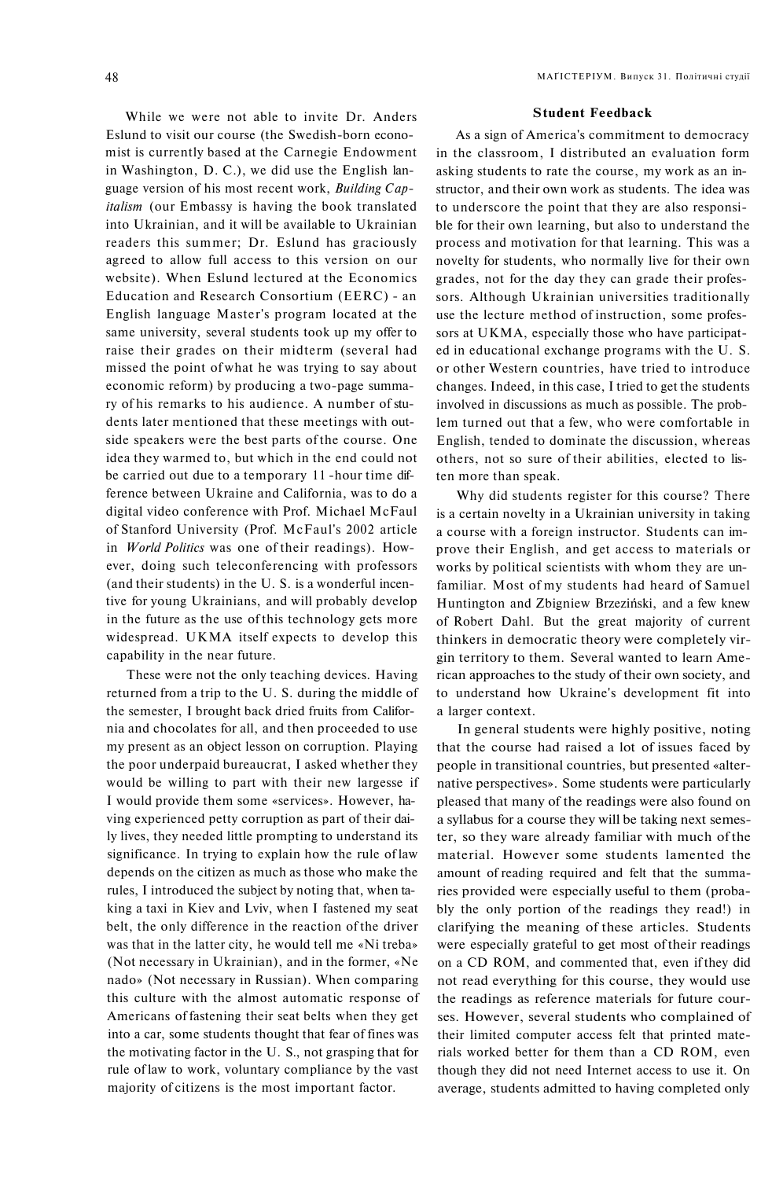While we were not able to invite Dr. Anders Eslund to visit our course (the Swedish-born economist is currently based at the Carnegie Endowment in Washington, D. C.), we did use the English language version of his most recent work, *Building Capitalism* (our Embassy is having the book translated into Ukrainian, and it will be available to Ukrainian readers this summer; Dr. Eslund has graciously agreed to allow full access to this version on our website). When Eslund lectured at the Economics Education and Research Consortium (EERC) - an English language Master's program located at the same university, several students took up my offer to raise their grades on their midterm (several had missed the point of what he was trying to say about economic reform) by producing a two-page summary of his remarks to his audience. A number of students later mentioned that these meetings with outside speakers were the best parts of the course. One idea they warmed to, but which in the end could not be carried out due to a temporary 11 -hour time difference between Ukraine and California, was to do a digital video conference with Prof. Michael McFaul of Stanford University (Prof. McFaul's 2002 article in *World Politics* was one of their readings). However, doing such teleconferencing with professors (and their students) in the U. S. is a wonderful incentive for young Ukrainians, and will probably develop in the future as the use of this technology gets more widespread. UKMA itself expects to develop this capability in the near future.

These were not the only teaching devices. Having returned from a trip to the U. S. during the middle of the semester, I brought back dried fruits from California and chocolates for all, and then proceeded to use my present as an object lesson on corruption. Playing the poor underpaid bureaucrat, I asked whether they would be willing to part with their new largesse if I would provide them some «services». However, having experienced petty corruption as part of their daily lives, they needed little prompting to understand its significance. In trying to explain how the rule of law depends on the citizen as much as those who make the rules, I introduced the subject by noting that, when taking a taxi in Kiev and Lviv, when I fastened my seat belt, the only difference in the reaction of the driver was that in the latter city, he would tell me «Ni treba» (Not necessary in Ukrainian), and in the former, «Ne nado» (Not necessary in Russian). When comparing this culture with the almost automatic response of Americans of fastening their seat belts when they get into a car, some students thought that fear of fines was the motivating factor in the U. S., not grasping that for rule of law to work, voluntary compliance by the vast majority of citizens is the most important factor.

### Student Feedback

As a sign of America's commitment to democracy in the classroom, I distributed an evaluation form asking students to rate the course, my work as an instructor, and their own work as students. The idea was to underscore the point that they are also responsible for their own learning, but also to understand the process and motivation for that learning. This was a novelty for students, who normally live for their own grades, not for the day they can grade their professors. Although Ukrainian universities traditionally use the lecture method of instruction, some professors at UKMA, especially those who have participated in educational exchange programs with the U. S. or other Western countries, have tried to introduce changes. Indeed, in this case, I tried to get the students involved in discussions as much as possible. The problem turned out that a few, who were comfortable in English, tended to dominate the discussion, whereas others, not so sure of their abilities, elected to listen more than speak.

Why did students register for this course? There is a certain novelty in a Ukrainian university in taking a course with a foreign instructor. Students can improve their English, and get access to materials or works by political scientists with whom they are unfamiliar. Most of my students had heard of Samuel Huntington and Zbigniew Brzeziński, and a few knew of Robert Dahl. But the great majority of current thinkers in democratic theory were completely virgin territory to them. Several wanted to learn American approaches to the study of their own society, and to understand how Ukraine's development fit into a larger context.

In general students were highly positive, noting that the course had raised a lot of issues faced by people in transitional countries, but presented «alternative perspectives». Some students were particularly pleased that many of the readings were also found on a syllabus for a course they will be taking next semester, so they ware already familiar with much of the material. However some students lamented the amount of reading required and felt that the summaries provided were especially useful to them (probably the only portion of the readings they read!) in clarifying the meaning of these articles. Students were especially grateful to get most of their readings on a CD ROM, and commented that, even if they did not read everything for this course, they would use the readings as reference materials for future courses. However, several students who complained of their limited computer access felt that printed materials worked better for them than a CD ROM, even though they did not need Internet access to use it. On average, students admitted to having completed only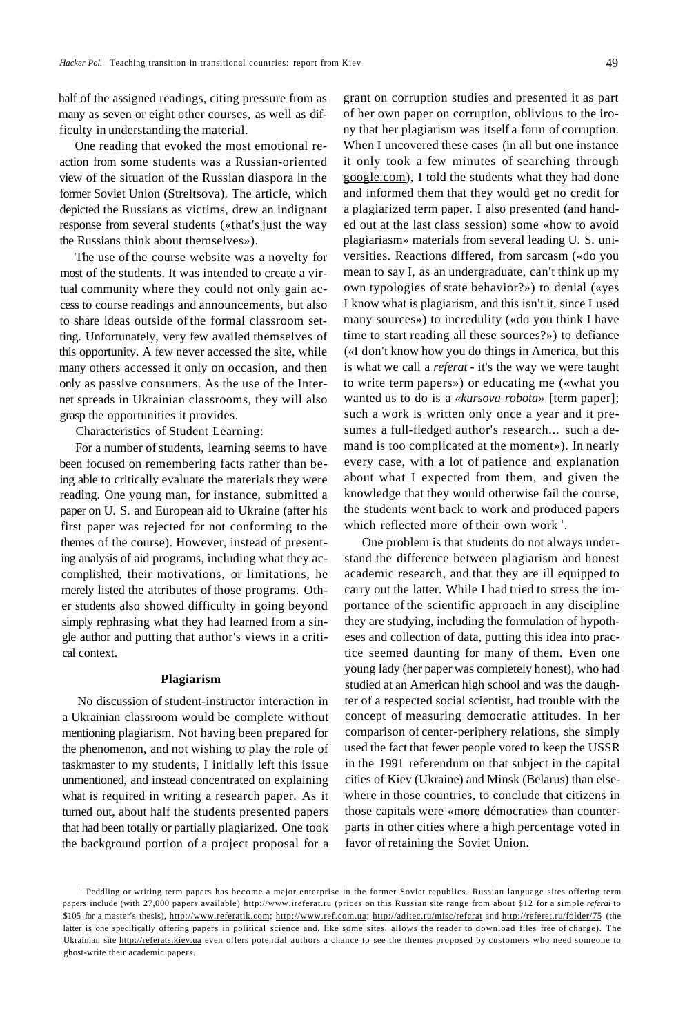half of the assigned readings, citing pressure from as many as seven or eight other courses, as well as difficulty in understanding the material.

One reading that evoked the most emotional reaction from some students was a Russian-oriented view of the situation of the Russian diaspora in the former Soviet Union (Streltsova). The article, which depicted the Russians as victims, drew an indignant response from several students («that's just the way the Russians think about themselves»).

The use of the course website was a novelty for most of the students. It was intended to create a virtual community where they could not only gain access to course readings and announcements, but also to share ideas outside of the formal classroom setting. Unfortunately, very few availed themselves of this opportunity. A few never accessed the site, while many others accessed it only on occasion, and then only as passive consumers. As the use of the Internet spreads in Ukrainian classrooms, they will also grasp the opportunities it provides.

Characteristics of Student Learning:

For a number of students, learning seems to have been focused on remembering facts rather than being able to critically evaluate the materials they were reading. One young man, for instance, submitted a paper on U. S. and European aid to Ukraine (after his first paper was rejected for not conforming to the themes of the course). However, instead of presenting analysis of aid programs, including what they accomplished, their motivations, or limitations, he merely listed the attributes of those programs. Other students also showed difficulty in going beyond simply rephrasing what they had learned from a single author and putting that author's views in a critical context.

### Plagiarism

No discussion of student-instructor interaction in a Ukrainian classroom would be complete without mentioning plagiarism. Not having been prepared for the phenomenon, and not wishing to play the role of taskmaster to my students, I initially left this issue unmentioned, and instead concentrated on explaining what is required in writing a research paper. As it turned out, about half the students presented papers that had been totally or partially plagiarized. One took the background portion of a project proposal for a grant on corruption studies and presented it as part of her own paper on corruption, oblivious to the irony that her plagiarism was itself a form of corruption. When I uncovered these cases (in all but one instance it only took a few minutes of searching through google.com), I told the students what they had done and informed them that they would get no credit for a plagiarized term paper. I also presented (and handed out at the last class session) some «how to avoid plagiariasm» materials from several leading U. S. universities. Reactions differed, from sarcasm («do you mean to say I, as an undergraduate, can't think up my own typologies of state behavior?») to denial («yes I know what is plagiarism, and this isn't it, since I used many sources») to incredulity («do you think I have time to start reading all these sources?») to defiance («I don't know how you do things in America, but this is what we call a *referat* - it's the way we were taught to write term papers») or educating me («what you wanted us to do is a *«kursova robota»* [term paper]; such a work is written only once a year and it presumes a full-fledged author's research... such a demand is too complicated at the moment»). In nearly every case, with a lot of patience and explanation about what I expected from them, and given the knowledge that they would otherwise fail the course, the students went back to work and produced papers which reflected more of their own work [1].

One problem is that students do not always understand the difference between plagiarism and honest academic research, and that they are ill equipped to carry out the latter. While I had tried to stress the importance of the scientific approach in any discipline they are studying, including the formulation of hypotheses and collection of data, putting this idea into practice seemed daunting for many of them. Even one young lady (her paper was completely honest), who had studied at an American high school and was the daughter of a respected social scientist, had trouble with the concept of measuring democratic attitudes. In her comparison of center-periphery relations, she simply used the fact that fewer people voted to keep the USSR in the 1991 referendum on that subject in the capital cities of Kiev (Ukraine) and Minsk (Belarus) than elsewhere in those countries, to conclude that citizens in those capitals were «more démocratie» than counterparts in other cities where a high percentage voted in favor of retaining the Soviet Union.

[1] Peddling or writing term papers has become a major enterprise in the former Soviet republics. Russian language sites offering term papers include (with 27,000 papers available) http://www.ireferat.ru (prices on this Russian site range from about $12 for a simple *referai* to $105 for a master's thesis), http://www.referatik.com; http://www.ref.com.ua; http://aditec.ru/misc/refcrat and http://referet.ru/folder/75 (the latter is one specifically offering papers in political science and, like some sites, allows the reader to download files free of charge). The Ukrainian site http://referats.kiev.ua even offers potential authors a chance to see the themes proposed by customers who need someone to ghost-write their academic papers.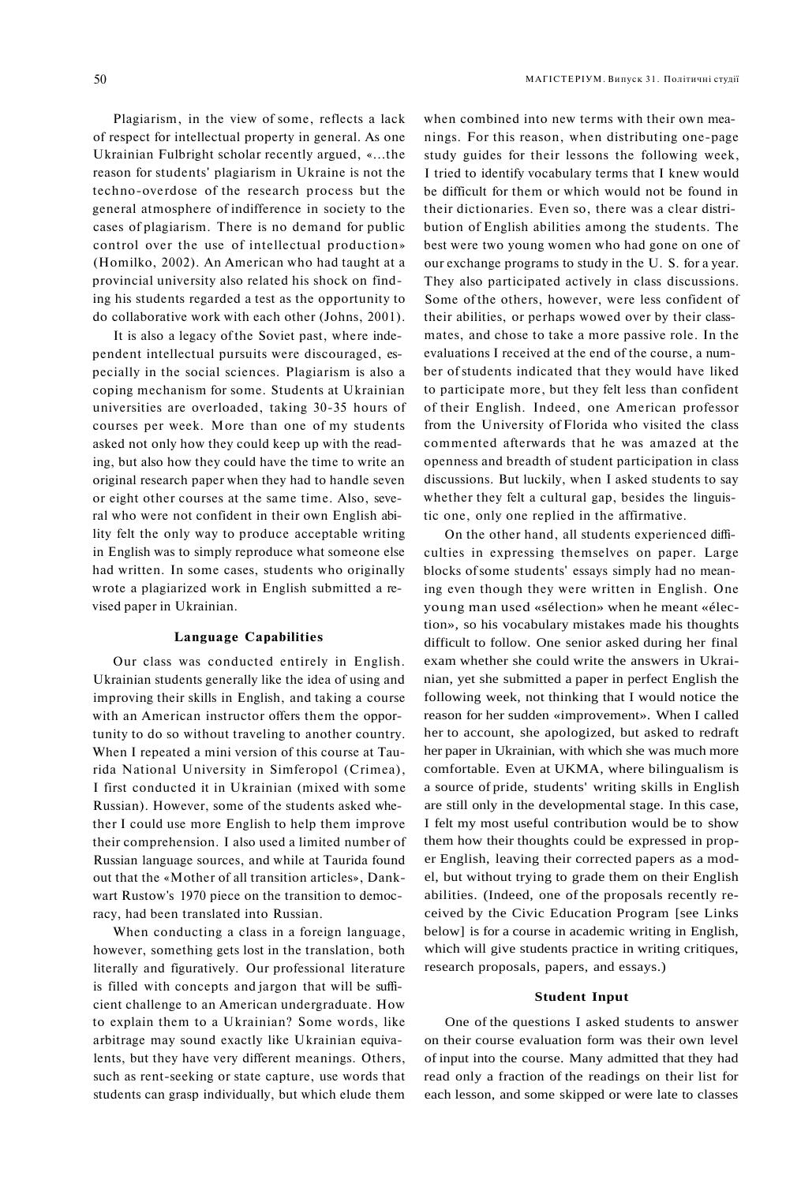Plagiarism, in the view of some, reflects a lack of respect for intellectual property in general. As one Ukrainian Fulbright scholar recently argued, «...the reason for students' plagiarism in Ukraine is not the techno-overdose of the research process but the general atmosphere of indifference in society to the cases of plagiarism. There is no demand for public control over the use of intellectual production» (Homilko, 2002). An American who had taught at a provincial university also related his shock on finding his students regarded a test as the opportunity to do collaborative work with each other (Johns, 2001).

It is also a legacy of the Soviet past, where independent intellectual pursuits were discouraged, especially in the social sciences. Plagiarism is also a coping mechanism for some. Students at Ukrainian universities are overloaded, taking 30-35 hours of courses per week. More than one of my students asked not only how they could keep up with the reading, but also how they could have the time to write an original research paper when they had to handle seven or eight other courses at the same time. Also, several who were not confident in their own English ability felt the only way to produce acceptable writing in English was to simply reproduce what someone else had written. In some cases, students who originally wrote a plagiarized work in English submitted a revised paper in Ukrainian.

### Language Capabilities

Our class was conducted entirely in English. Ukrainian students generally like the idea of using and improving their skills in English, and taking a course with an American instructor offers them the opportunity to do so without traveling to another country. When I repeated a mini version of this course at Taurida National University in Simferopol (Crimea), I first conducted it in Ukrainian (mixed with some Russian). However, some of the students asked whether I could use more English to help them improve their comprehension. I also used a limited number of Russian language sources, and while at Taurida found out that the «Mother of all transition articles», Dankwart Rustow's 1970 piece on the transition to democracy, had been translated into Russian.

When conducting a class in a foreign language, however, something gets lost in the translation, both literally and figuratively. Our professional literature is filled with concepts and jargon that will be sufficient challenge to an American undergraduate. How to explain them to a Ukrainian? Some words, like arbitrage may sound exactly like Ukrainian equivalents, but they have very different meanings. Others, such as rent-seeking or state capture, use words that students can grasp individually, but which elude them when combined into new terms with their own meanings. For this reason, when distributing one-page study guides for their lessons the following week, I tried to identify vocabulary terms that I knew would be difficult for them or which would not be found in their dictionaries. Even so, there was a clear distribution of English abilities among the students. The best were two young women who had gone on one of our exchange programs to study in the U. S. for a year. They also participated actively in class discussions. Some of the others, however, were less confident of their abilities, or perhaps wowed over by their classmates, and chose to take a more passive role. In the evaluations I received at the end of the course, a number of students indicated that they would have liked to participate more, but they felt less than confident of their English. Indeed, one American professor from the University of Florida who visited the class commented afterwards that he was amazed at the openness and breadth of student participation in class discussions. But luckily, when I asked students to say whether they felt a cultural gap, besides the linguistic one, only one replied in the affirmative.

On the other hand, all students experienced difficulties in expressing themselves on paper. Large blocks of some students' essays simply had no meaning even though they were written in English. One young man used «sélection» when he meant «élection», so his vocabulary mistakes made his thoughts difficult to follow. One senior asked during her final exam whether she could write the answers in Ukrainian, yet she submitted a paper in perfect English the following week, not thinking that I would notice the reason for her sudden «improvement». When I called her to account, she apologized, but asked to redraft her paper in Ukrainian, with which she was much more comfortable. Even at UKMA, where bilingualism is a source of pride, students' writing skills in English are still only in the developmental stage. In this case, I felt my most useful contribution would be to show them how their thoughts could be expressed in proper English, leaving their corrected papers as a model, but without trying to grade them on their English abilities. (Indeed, one of the proposals recently received by the Civic Education Program [see Links below] is for a course in academic writing in English, which will give students practice in writing critiques, research proposals, papers, and essays.)

### Student Input

One of the questions I asked students to answer on their course evaluation form was their own level of input into the course. Many admitted that they had read only a fraction of the readings on their list for each lesson, and some skipped or were late to classes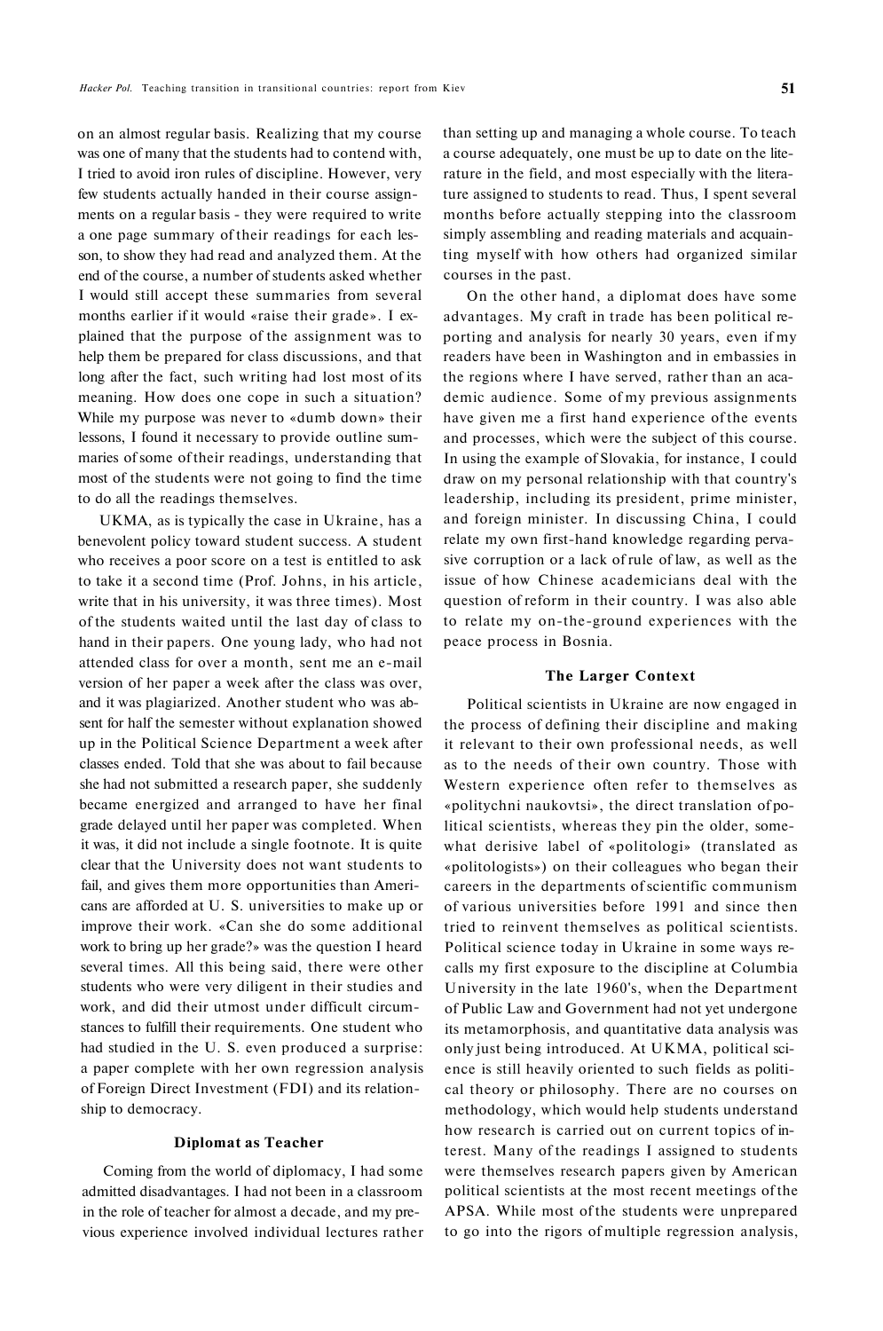on an almost regular basis. Realizing that my course was one of many that the students had to contend with, I tried to avoid iron rules of discipline. However, very few students actually handed in their course assignments on a regular basis - they were required to write a one page summary of their readings for each lesson, to show they had read and analyzed them. At the end of the course, a number of students asked whether I would still accept these summaries from several months earlier if it would «raise their grade». I explained that the purpose of the assignment was to help them be prepared for class discussions, and that long after the fact, such writing had lost most of its meaning. How does one cope in such a situation? While my purpose was never to «dumb down» their lessons, I found it necessary to provide outline summaries of some of their readings, understanding that most of the students were not going to find the time to do all the readings themselves.

UKMA, as is typically the case in Ukraine, has a benevolent policy toward student success. A student who receives a poor score on a test is entitled to ask to take it a second time (Prof. Johns, in his article, write that in his university, it was three times). Most of the students waited until the last day of class to hand in their papers. One young lady, who had not attended class for over a month, sent me an e-mail version of her paper a week after the class was over, and it was plagiarized. Another student who was absent for half the semester without explanation showed up in the Political Science Department a week after classes ended. Told that she was about to fail because she had not submitted a research paper, she suddenly became energized and arranged to have her final grade delayed until her paper was completed. When it was, it did not include a single footnote. It is quite clear that the University does not want students to fail, and gives them more opportunities than Americans are afforded at U. S. universities to make up or improve their work. «Can she do some additional work to bring up her grade?» was the question I heard several times. All this being said, there were other students who were very diligent in their studies and work, and did their utmost under difficult circumstances to fulfill their requirements. One student who had studied in the U. S. even produced a surprise: a paper complete with her own regression analysis of Foreign Direct Investment (FDI) and its relationship to democracy.

### Diplomat as Teacher

Coming from the world of diplomacy, I had some admitted disadvantages. I had not been in a classroom in the role of teacher for almost a decade, and my previous experience involved individual lectures rather than setting up and managing a whole course. To teach a course adequately, one must be up to date on the literature in the field, and most especially with the literature assigned to students to read. Thus, I spent several months before actually stepping into the classroom simply assembling and reading materials and acquainting myself with how others had organized similar courses in the past.

On the other hand, a diplomat does have some advantages. My craft in trade has been political reporting and analysis for nearly 30 years, even if my readers have been in Washington and in embassies in the regions where I have served, rather than an academic audience. Some of my previous assignments have given me a first hand experience of the events and processes, which were the subject of this course. In using the example of Slovakia, for instance, I could draw on my personal relationship with that country's leadership, including its president, prime minister, and foreign minister. In discussing China, I could relate my own first-hand knowledge regarding pervasive corruption or a lack of rule of law, as well as the issue of how Chinese academicians deal with the question of reform in their country. I was also able to relate my on-the-ground experiences with the peace process in Bosnia.

### The Larger Context

Political scientists in Ukraine are now engaged in the process of defining their discipline and making it relevant to their own professional needs, as well as to the needs of their own country. Those with Western experience often refer to themselves as «politychni naukovtsi», the direct translation of political scientists, whereas they pin the older, somewhat derisive label of «politologi» (translated as «politologists») on their colleagues who began their careers in the departments of scientific communism of various universities before 1991 and since then tried to reinvent themselves as political scientists. Political science today in Ukraine in some ways recalls my first exposure to the discipline at Columbia University in the late 1960's, when the Department of Public Law and Government had not yet undergone its metamorphosis, and quantitative data analysis was only just being introduced. At UKMA, political science is still heavily oriented to such fields as political theory or philosophy. There are no courses on methodology, which would help students understand how research is carried out on current topics of interest. Many of the readings I assigned to students were themselves research papers given by American political scientists at the most recent meetings of the APSA. While most of the students were unprepared to go into the rigors of multiple regression analysis,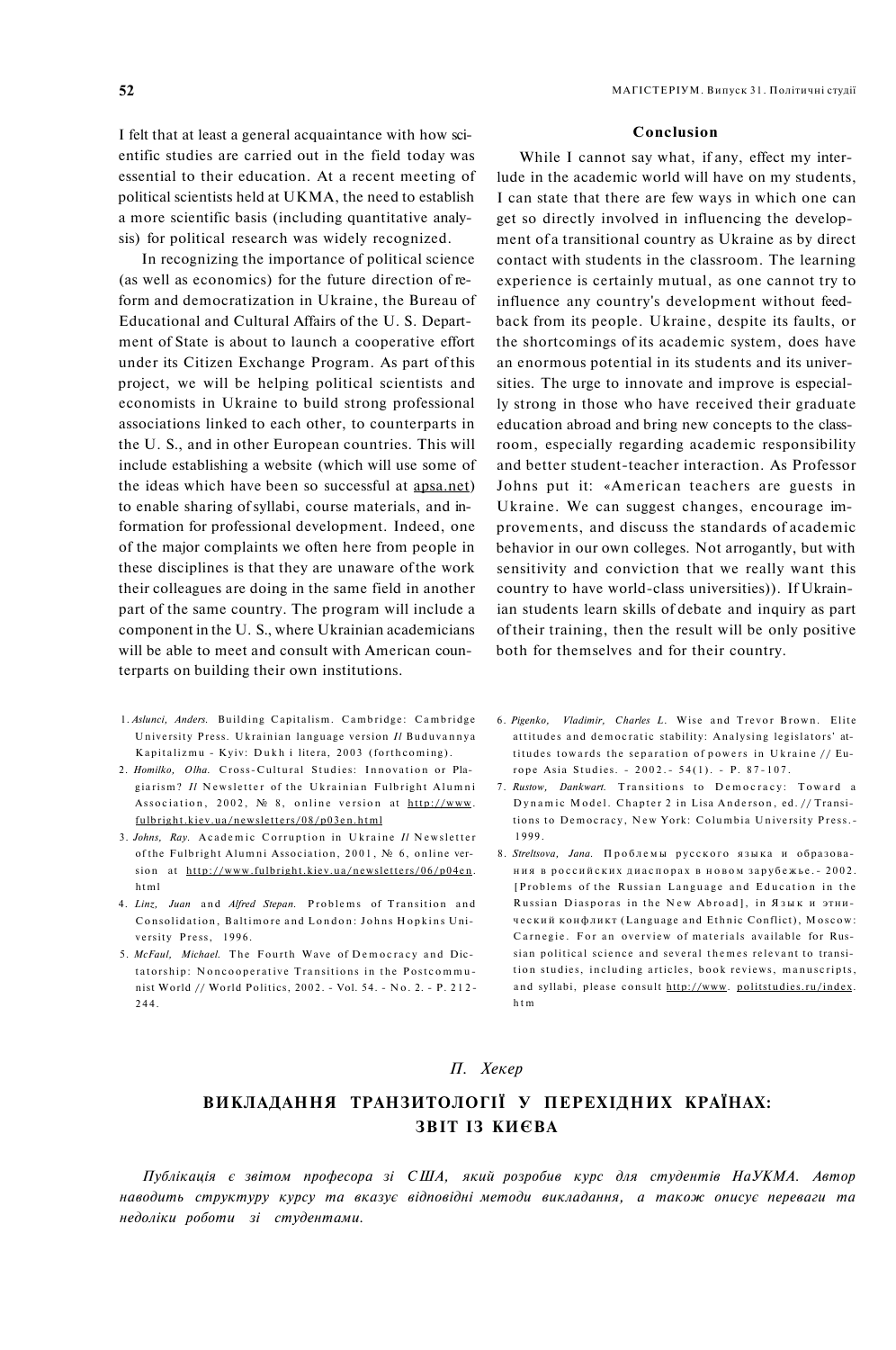I felt that at least a general acquaintance with how scientific studies are carried out in the field today was essential to their education. At a recent meeting of political scientists held at UKMA, the need to establish a more scientific basis (including quantitative analysis) for political research was widely recognized.

In recognizing the importance of political science (as well as economics) for the future direction of reform and democratization in Ukraine, the Bureau of Educational and Cultural Affairs of the U. S. Department of State is about to launch a cooperative effort under its Citizen Exchange Program. As part of this project, we will be helping political scientists and economists in Ukraine to build strong professional associations linked to each other, to counterparts in the U. S., and in other European countries. This will include establishing a website (which will use some of the ideas which have been so successful at apsa.net) to enable sharing of syllabi, course materials, and information for professional development. Indeed, one of the major complaints we often here from people in these disciplines is that they are unaware of the work their colleagues are doing in the same field in another part of the same country. The program will include a component in the U. S., where Ukrainian academicians will be able to meet and consult with American counterparts on building their own institutions.

### Conclusion

While I cannot say what, if any, effect my interlude in the academic world will have on my students, I can state that there are few ways in which one can get so directly involved in influencing the development of a transitional country as Ukraine as by direct contact with students in the classroom. The learning experience is certainly mutual, as one cannot try to influence any country's development without feedback from its people. Ukraine, despite its faults, or the shortcomings of its academic system, does have an enormous potential in its students and its universities. The urge to innovate and improve is especially strong in those who have received their graduate education abroad and bring new concepts to the classroom, especially regarding academic responsibility and better student-teacher interaction. As Professor Johns put it: «American teachers are guests in Ukraine. We can suggest changes, encourage improvements, and discuss the standards of academic behavior in our own colleges. Not arrogantly, but with sensitivity and conviction that we really want this country to have world-class universities)). If Ukrainian students learn skills of debate and inquiry as part of their training, then the result will be only positive both for themselves and for their country.

1. *Aslunci, Anders.* Building Capitalism. Cambridge: Cambridge University Press. Ukrainian language version // Buduvannya Kapitalizmu - Kyiv: Dukh i litera, 2003 (forthcoming).
2. *Homilko, Olha.* Cross-Cultural Studies: Innovation or Plagiarism? // Newsletter of the Ukrainian Fulbright Alumni Association, 2002, № 8, online version at http://www.fulbright.kiev.ua/newsletters/08/p03en.html
3. *Johns, Ray.* Academic Corruption in Ukraine // Newsletter of the Fulbright Alumni Association, 2001, № 6, online version at http://www.fulbright.kiev.ua/newsletters/06/p04en.html
4. *Linz, Juan* and *Alfred Stepan.* Problems of Transition and Consolidation, Baltimore and London: Johns Hopkins University Press, 1996.
5. *McFaul, Michael.* The Fourth Wave of Democracy and Dictatorship: Noncooperative Transitions in the Postcommunist World // World Politics, 2002. - Vol. 54. - No. 2. - P. 212-244.
6. *Pigenko, Vladimir, Charles L.* Wise and Trevor Brown. Elite attitudes and democratic stability: Analysing legislators' attitudes towards the separation of powers in Ukraine // Europe Asia Studies. - 2002. - 54(1). - P. 87-107.
7. *Rustow, Dankwart.* Transitions to Democracy: Toward a Dynamic Model. Chapter 2 in Lisa Anderson, ed. // Transitions to Democracy, New York: Columbia University Press. - 1999.
8. *Streltsova, Jana.* Проблемы русского языка и образования в российских диаспорах в новом зарубежье. - 2002. [Problems of the Russian Language and Education in the Russian Diasporas in the New Abroad], in Язык и этнический конфликт (Language and Ethnic Conflict), Moscow: Carnegie. For an overview of materials available for Russian political science and several themes relevant to transition studies, including articles, book reviews, manuscripts, and syllabi, please consult http://www.politstudies.ru/index.htm

*П. Хекер*

## ВИКЛАДАННЯ ТРАНЗИТОЛОГІЇ У ПЕРЕХІДНИХ КРАЇНАХ: ЗВІТ ІЗ КИЄВА

*Публікація є звітом професора зі США, який розробив курс для студентів НаУКМА. Автор наводить структуру курсу та вказує відповідні методи викладання, а також описує переваги та недоліки роботи зі студентами.*